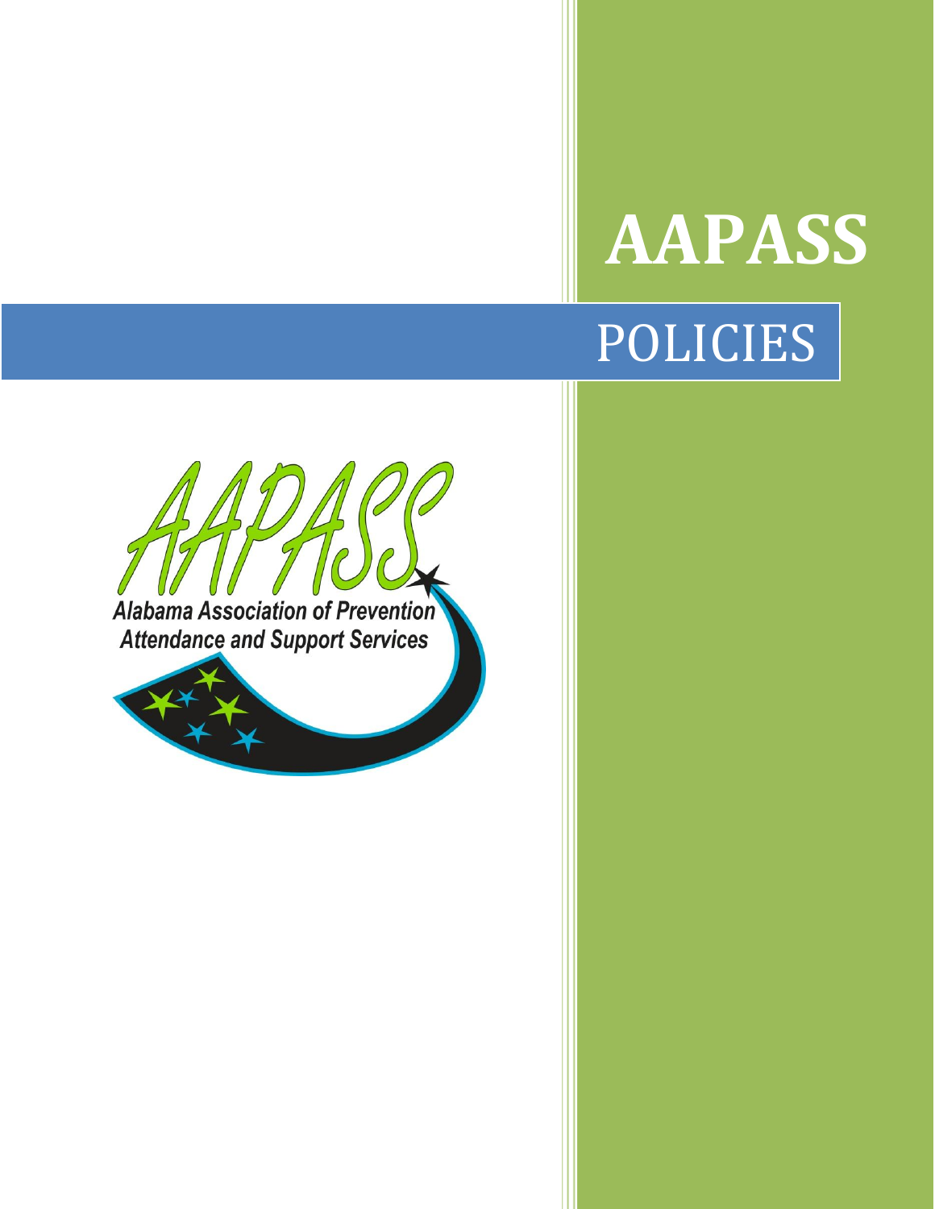# AAPASS

## POLICIES

Alabama Association of Prevention Attendance and Support Services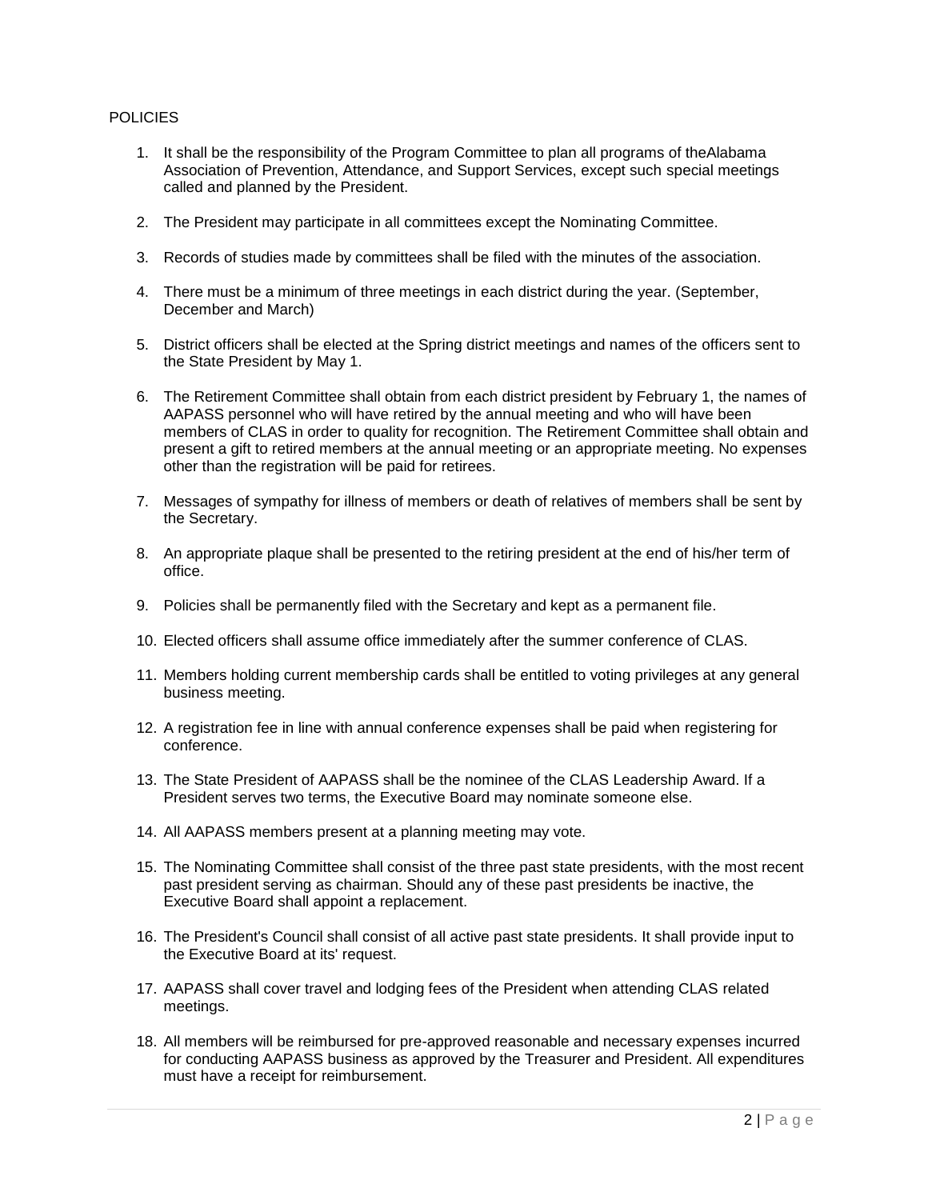POLICIES

1. It shall be the responsibility of the Program Committee to plan all programs of theAlabama Association of Prevention, Attendance, and Support Services, except such special meetings called and planned by the President.

2. The President may participate in all committees except the Nominating Committee.

3. Records of studies made by committees shall be filed with the minutes of the association.

4. There must be a minimum of three meetings in each district during the year. (September, December and March)

5. District officers shall be elected at the Spring district meetings and names of the officers sent to the State President by May 1.

6. The Retirement Committee shall obtain from each district president by February 1, the names of AAPASS personnel who will have retired by the annual meeting and who will have been members of CLAS in order to quality for recognition. The Retirement Committee shall obtain and present a gift to retired members at the annual meeting or an appropriate meeting. No expenses other than the registration will be paid for retirees.

7. Messages of sympathy for illness of members or death of relatives of members shall be sent by the Secretary.

8. An appropriate plaque shall be presented to the retiring president at the end of his/her term of office.

9. Policies shall be permanently filed with the Secretary and kept as a permanent file.

10. Elected officers shall assume office immediately after the summer conference of CLAS.

11. Members holding current membership cards shall be entitled to voting privileges at any general business meeting.

12. A registration fee in line with annual conference expenses shall be paid when registering for conference.

13. The State President of AAPASS shall be the nominee of the CLAS Leadership Award. If a President serves two terms, the Executive Board may nominate someone else.

14. All AAPASS members present at a planning meeting may vote.

15. The Nominating Committee shall consist of the three past state presidents, with the most recent past president serving as chairman. Should any of these past presidents be inactive, the Executive Board shall appoint a replacement.

16. The President's Council shall consist of all active past state presidents. It shall provide input to the Executive Board at its' request.

17. AAPASS shall cover travel and lodging fees of the President when attending CLAS related meetings.

18. All members will be reimbursed for pre-approved reasonable and necessary expenses incurred for conducting AAPASS business as approved by the Treasurer and President. All expenditures must have a receipt for reimbursement.